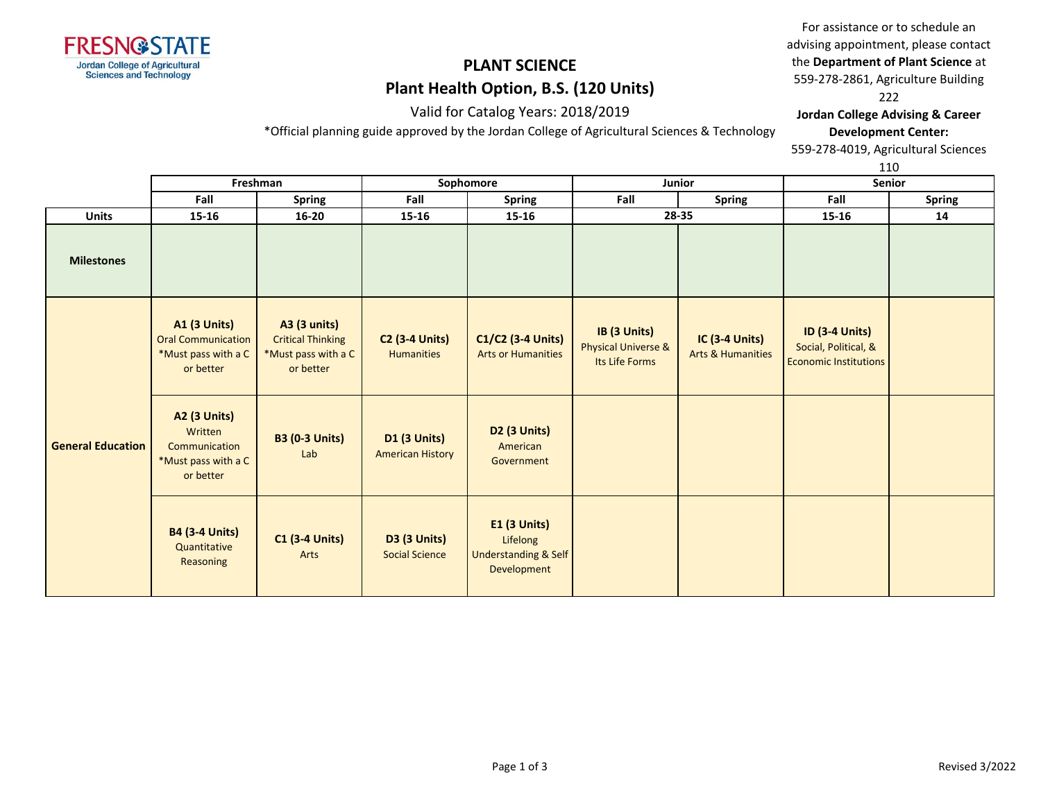FRESNO STATE
Jordan College of Agricultural Sciences and Technology

# PLANT SCIENCE

## Plant Health Option, B.S. (120 Units)

Valid for Catalog Years: 2018/2019

*Official planning guide approved by the Jordan College of Agricultural Sciences & Technology

For assistance or to schedule an advising appointment, please contact the **Department of Plant Science** at 559-278-2861, Agriculture Building 222

**Jordan College Advising & Career Development Center:** 559-278-4019, Agricultural Sciences 110

| | Freshman | | Sophomore | | Junior | | Senior | |
|---|---|---|---|---|---|---|---|---|
| | **Fall** | **Spring** | **Fall** | **Spring** | **Fall** | **Spring** | **Fall** | **Spring** |
| **Units** | **15-16** | **16-20** | **15-16** | **15-16** | **28-35** | | **15-16** | **14** |
| **Milestones** | | | | | | | | |
| **General Education** | **A1 (3 Units)** Oral Communication *Must pass with a C or better | **A3 (3 units)** Critical Thinking *Must pass with a C or better | **C2 (3-4 Units)** Humanities | **C1/C2 (3-4 Units)** Arts or Humanities | **IB (3 Units)** Physical Universe & Its Life Forms | **IC (3-4 Units)** Arts & Humanities | **ID (3-4 Units)** Social, Political, & Economic Institutions | |
| | **A2 (3 Units)** Written Communication *Must pass with a C or better | **B3 (0-3 Units)** Lab | **D1 (3 Units)** American History | **D2 (3 Units)** American Government | | | | |
| | **B4 (3-4 Units)** Quantitative Reasoning | **C1 (3-4 Units)** Arts | **D3 (3 Units)** Social Science | **E1 (3 Units)** Lifelong Understanding & Self Development | | | | |

Revised 3/2022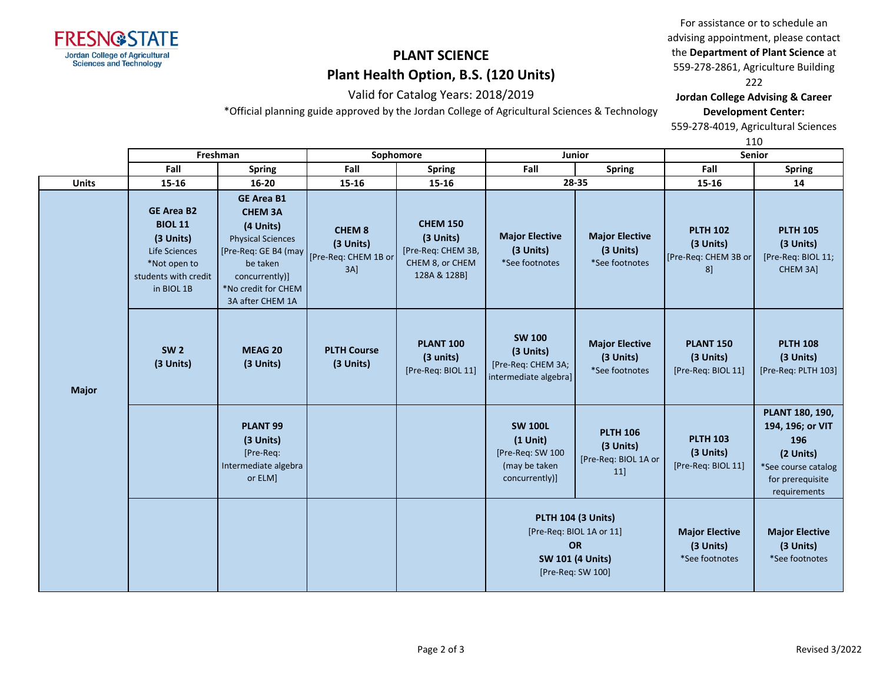# PLANT SCIENCE

## Plant Health Option, B.S. (120 Units)

Valid for Catalog Years: 2018/2019

*Official planning guide approved by the Jordan College of Agricultural Sciences & Technology

For assistance or to schedule an advising appointment, please contact the **Department of Plant Science** at 559-278-2861, Agriculture Building 222

**Jordan College Advising & Career Development Center:** 559-278-4019, Agricultural Sciences 110

| | Freshman | | Sophomore | | Junior | | Senior | |
|---|---|---|---|---|---|---|---|---|
| | Fall | Spring | Fall | Spring | Fall | Spring | Fall | Spring |
| **Units** | 15-16 | 16-20 | 15-16 | 15-16 | 28-35 | | 15-16 | 14 |
| **Major** | **GE Area B2 BIOL 11 (3 Units)** Life Sciences *Not open to students with credit in BIOL 1B | **GE Area B1 CHEM 3A (4 Units)** Physical Sciences [Pre-Req: GE B4 (may be taken concurrently)] *No credit for CHEM 3A after CHEM 1A | **CHEM 8 (3 Units)** [Pre-Req: CHEM 1B or 3A] | **CHEM 150 (3 Units)** [Pre-Req: CHEM 3B, CHEM 8, or CHEM 128A & 128B] | **Major Elective (3 Units)** *See footnotes | **Major Elective (3 Units)** *See footnotes | **PLTH 102 (3 Units)** [Pre-Req: CHEM 3B or 8] | **PLTH 105 (3 Units)** [Pre-Req: BIOL 11; CHEM 3A] |
| | **SW 2 (3 Units)** | **MEAG 20 (3 Units)** | **PLTH Course (3 Units)** | **PLANT 100 (3 units)** [Pre-Req: BIOL 11] | **SW 100 (3 Units)** [Pre-Req: CHEM 3A; intermediate algebra] | **Major Elective (3 Units)** *See footnotes | **PLANT 150 (3 Units)** [Pre-Req: BIOL 11] | **PLTH 108 (3 Units)** [Pre-Req: PLTH 103] |
| | | **PLANT 99 (3 Units)** [Pre-Req: Intermediate algebra or ELM] | | | **SW 100L (1 Unit)** [Pre-Req: SW 100 (may be taken concurrently)] | **PLTH 106 (3 Units)** [Pre-Req: BIOL 1A or 11] | **PLTH 103 (3 Units)** [Pre-Req: BIOL 11] | **PLANT 180, 190, 194, 196; or VIT 196 (2 Units)** *See course catalog for prerequisite requirements |
| | | | | | **PLTH 104 (3 Units)** [Pre-Req: BIOL 1A or 11] **OR** **SW 101 (4 Units)** [Pre-Req: SW 100] | | **Major Elective (3 Units)** *See footnotes | **Major Elective (3 Units)** *See footnotes |

Revised 3/2022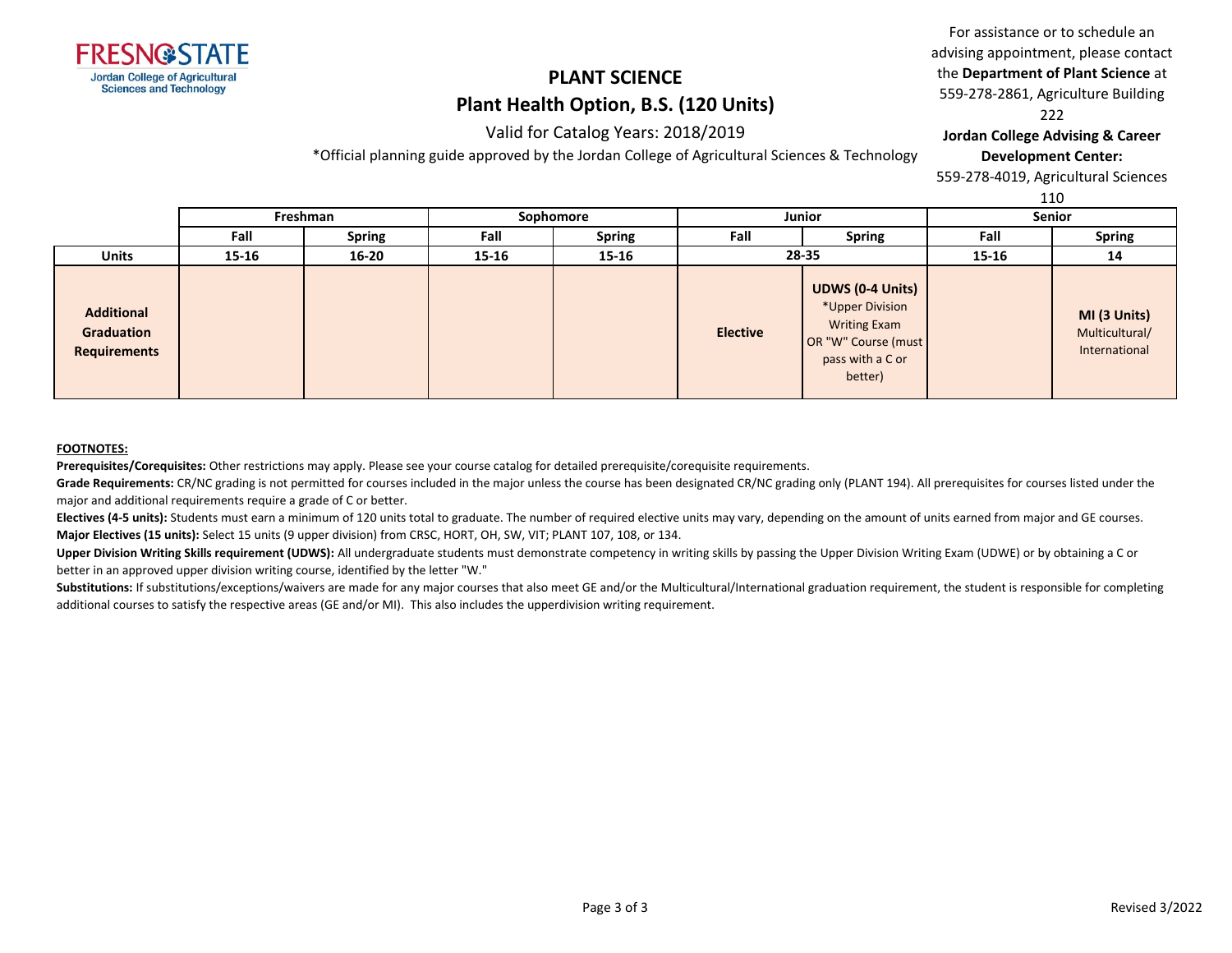FRESNO STATE
Jordan College of Agricultural Sciences and Technology

# PLANT SCIENCE

## Plant Health Option, B.S. (120 Units)

Valid for Catalog Years: 2018/2019

*Official planning guide approved by the Jordan College of Agricultural Sciences & Technology

For assistance or to schedule an advising appointment, please contact the **Department of Plant Science** at 559-278-2861, Agriculture Building 222

**Jordan College Advising & Career Development Center:**
559-278-4019, Agricultural Sciences 110

| | Freshman | | Sophomore | | Junior | | Senior | |
|---|---|---|---|---|---|---|---|---|
| | Fall | Spring | Fall | Spring | Fall | Spring | Fall | Spring |
| **Units** | 15-16 | 16-20 | 15-16 | 15-16 | 28-35 | | 15-16 | 14 |
| **Additional Graduation Requirements** | | | | | **Elective** | **UDWS (0-4 Units)** *Upper Division Writing Exam OR "W" Course (must pass with a C or better) | | **MI (3 Units)** Multicultural/ International |

**FOOTNOTES:**

**Prerequisites/Corequisites:** Other restrictions may apply. Please see your course catalog for detailed prerequisite/corequisite requirements.

**Grade Requirements:** CR/NC grading is not permitted for courses included in the major unless the course has been designated CR/NC grading only (PLANT 194). All prerequisites for courses listed under the major and additional requirements require a grade of C or better.

**Electives (4-5 units):** Students must earn a minimum of 120 units total to graduate. The number of required elective units may vary, depending on the amount of units earned from major and GE courses.

**Major Electives (15 units):** Select 15 units (9 upper division) from CRSC, HORT, OH, SW, VIT; PLANT 107, 108, or 134.

**Upper Division Writing Skills requirement (UDWS):** All undergraduate students must demonstrate competency in writing skills by passing the Upper Division Writing Exam (UDWE) or by obtaining a C or better in an approved upper division writing course, identified by the letter "W."

**Substitutions:** If substitutions/exceptions/waivers are made for any major courses that also meet GE and/or the Multicultural/International graduation requirement, the student is responsible for completing additional courses to satisfy the respective areas (GE and/or MI). This also includes the upperdivision writing requirement.

Revised 3/2022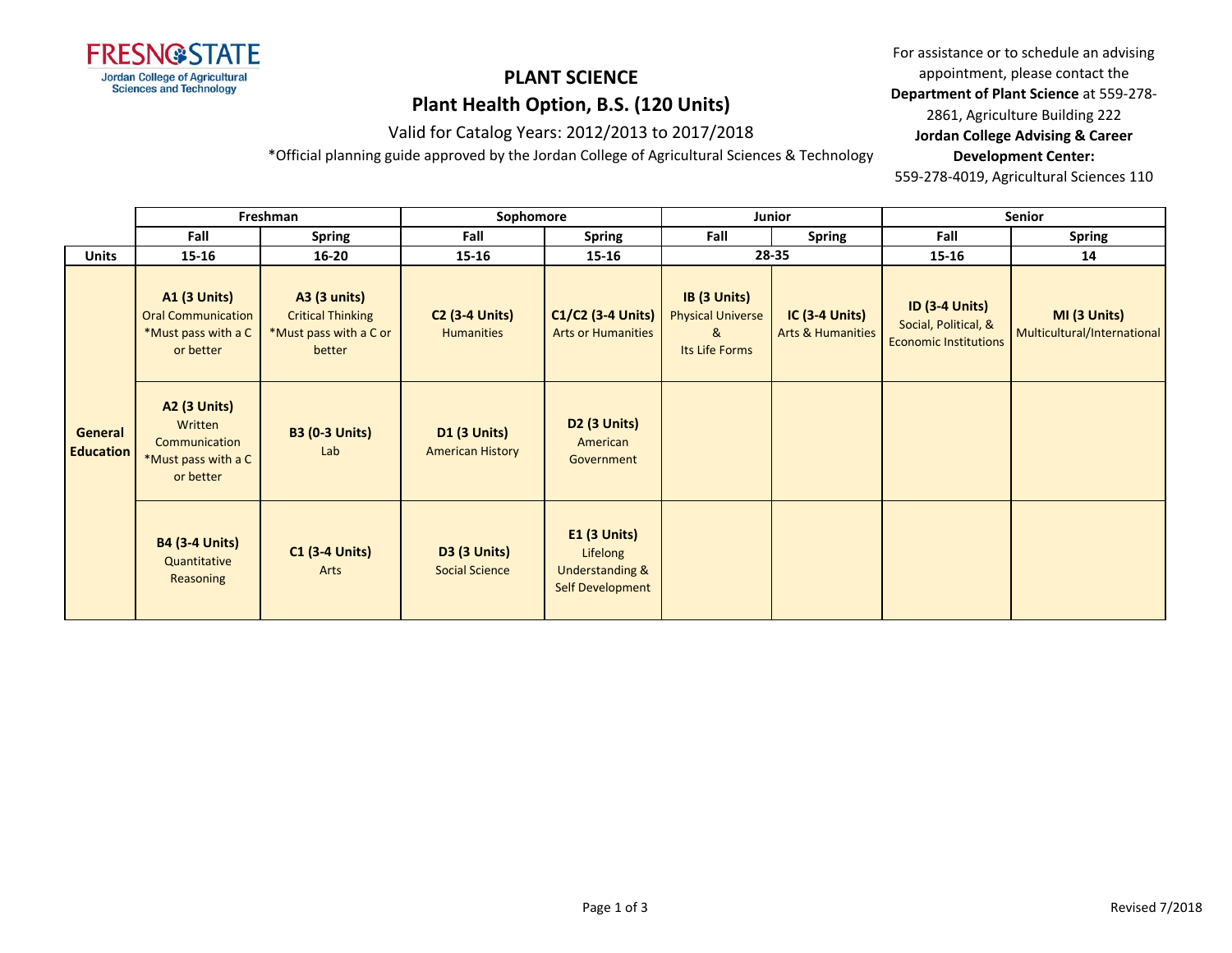# PLANT SCIENCE

## Plant Health Option, B.S. (120 Units)

Valid for Catalog Years: 2012/2013 to 2017/2018

*Official planning guide approved by the Jordan College of Agricultural Sciences & Technology

For assistance or to schedule an advising appointment, please contact the **Department of Plant Science** at 559-278-2861, Agriculture Building 222

**Jordan College Advising & Career Development Center:**
559-278-4019, Agricultural Sciences 110

| | Freshman | | Sophomore | | Junior | | Senior | |
|---|---|---|---|---|---|---|---|---|
| | **Fall** | **Spring** | **Fall** | **Spring** | **Fall** | **Spring** | **Fall** | **Spring** |
| **Units** | **15-16** | **16-20** | **15-16** | **15-16** | **28-35** | | **15-16** | **14** |
| **General Education** | **A1 (3 Units)** Oral Communication *Must pass with a C or better | **A3 (3 units)** Critical Thinking *Must pass with a C or better | **C2 (3-4 Units)** Humanities | **C1/C2 (3-4 Units)** Arts or Humanities | **IB (3 Units)** Physical Universe & Its Life Forms | **IC (3-4 Units)** Arts & Humanities | **ID (3-4 Units)** Social, Political, & Economic Institutions | **MI (3 Units)** Multicultural/International |
| | **A2 (3 Units)** Written Communication *Must pass with a C or better | **B3 (0-3 Units)** Lab | **D1 (3 Units)** American History | **D2 (3 Units)** American Government | | | | |
| | **B4 (3-4 Units)** Quantitative Reasoning | **C1 (3-4 Units)** Arts | **D3 (3 Units)** Social Science | **E1 (3 Units)** Lifelong Understanding & Self Development | | | | |

Revised 7/2018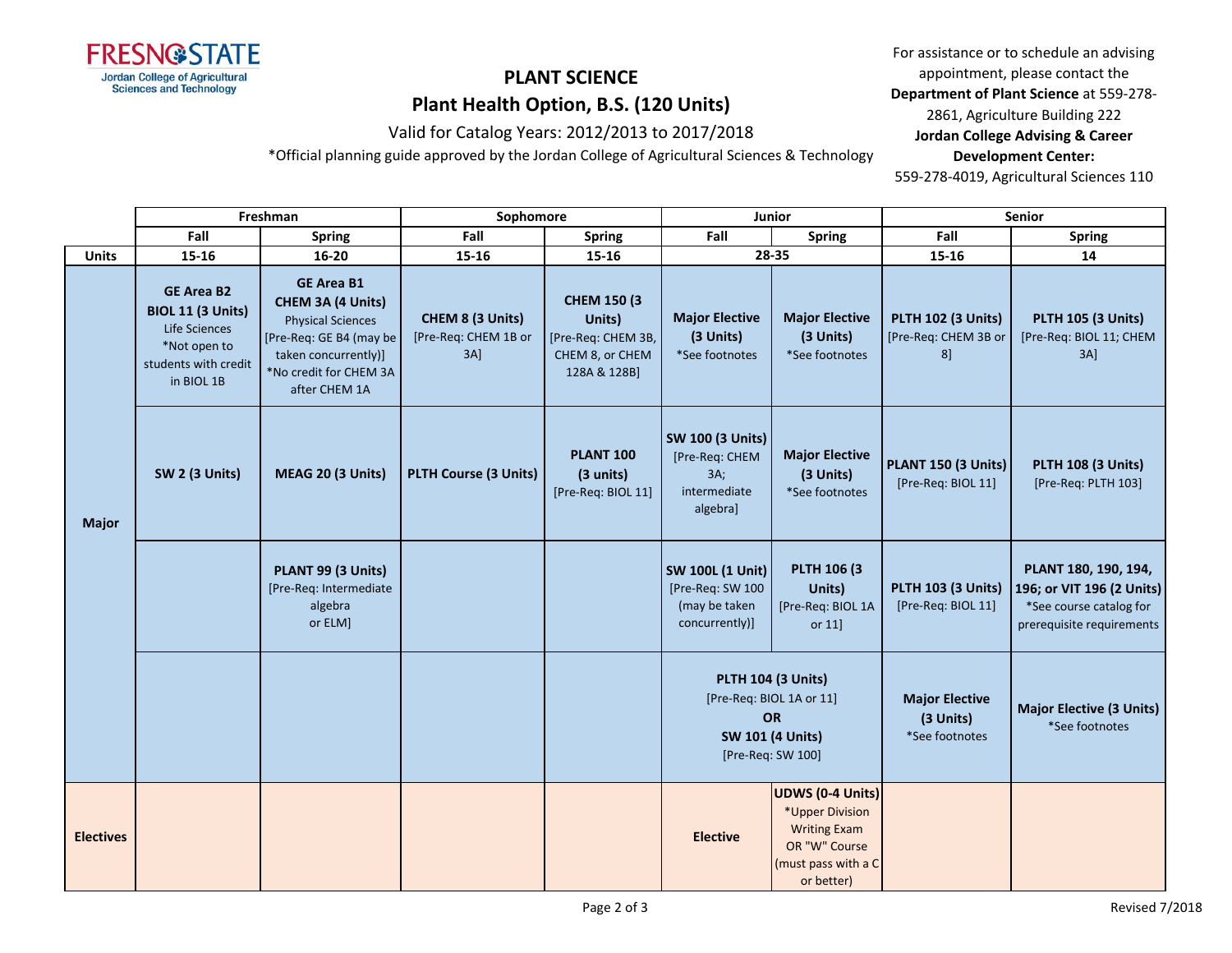# PLANT SCIENCE

## Plant Health Option, B.S. (120 Units)

Valid for Catalog Years: 2012/2013 to 2017/2018

*Official planning guide approved by the Jordan College of Agricultural Sciences & Technology

For assistance or to schedule an advising appointment, please contact the **Department of Plant Science** at 559-278-2861, Agriculture Building 222

**Jordan College Advising & Career Development Center:** 559-278-4019, Agricultural Sciences 110

| | Freshman | | Sophomore | | Junior | | Senior | |
|---|---|---|---|---|---|---|---|---|
| | Fall | Spring | Fall | Spring | Fall | Spring | Fall | Spring |
| **Units** | 15-16 | 16-20 | 15-16 | 15-16 | 28-35 | | 15-16 | 14 |
| **Major** | **GE Area B2** **BIOL 11 (3 Units)** Life Sciences *Not open to students with credit in BIOL 1B | **GE Area B1** **CHEM 3A (4 Units)** Physical Sciences [Pre-Req: GE B4 (may be taken concurrently)] *No credit for CHEM 3A after CHEM 1A | **CHEM 8 (3 Units)** [Pre-Req: CHEM 1B or 3A] | **CHEM 150 (3 Units)** [Pre-Req: CHEM 3B, CHEM 8, or CHEM 128A & 128B] | **Major Elective (3 Units)** *See footnotes | **Major Elective (3 Units)** *See footnotes | **PLTH 102 (3 Units)** [Pre-Req: CHEM 3B or 8] | **PLTH 105 (3 Units)** [Pre-Req: BIOL 11; CHEM 3A] |
| | **SW 2 (3 Units)** | **MEAG 20 (3 Units)** | **PLTH Course (3 Units)** | **PLANT 100 (3 units)** [Pre-Req: BIOL 11] | **SW 100 (3 Units)** [Pre-Req: CHEM 3A; intermediate algebra] | **Major Elective (3 Units)** *See footnotes | **PLANT 150 (3 Units)** [Pre-Req: BIOL 11] | **PLTH 108 (3 Units)** [Pre-Req: PLTH 103] |
| | | **PLANT 99 (3 Units)** [Pre-Req: Intermediate algebra or ELM] | | | **SW 100L (1 Unit)** [Pre-Req: SW 100 (may be taken concurrently)] | **PLTH 106 (3 Units)** [Pre-Req: BIOL 1A or 11] | **PLTH 103 (3 Units)** [Pre-Req: BIOL 11] | **PLANT 180, 190, 194, 196; or VIT 196 (2 Units)** *See course catalog for prerequisite requirements |
| | | | | | **PLTH 104 (3 Units)** [Pre-Req: BIOL 1A or 11] **OR** **SW 101 (4 Units)** [Pre-Req: SW 100] | | **Major Elective (3 Units)** *See footnotes | **Major Elective (3 Units)** *See footnotes |
| **Electives** | | | | | **Elective** | **UDWS (0-4 Units)** *Upper Division Writing Exam OR "W" Course (must pass with a C or better) | | |

Revised 7/2018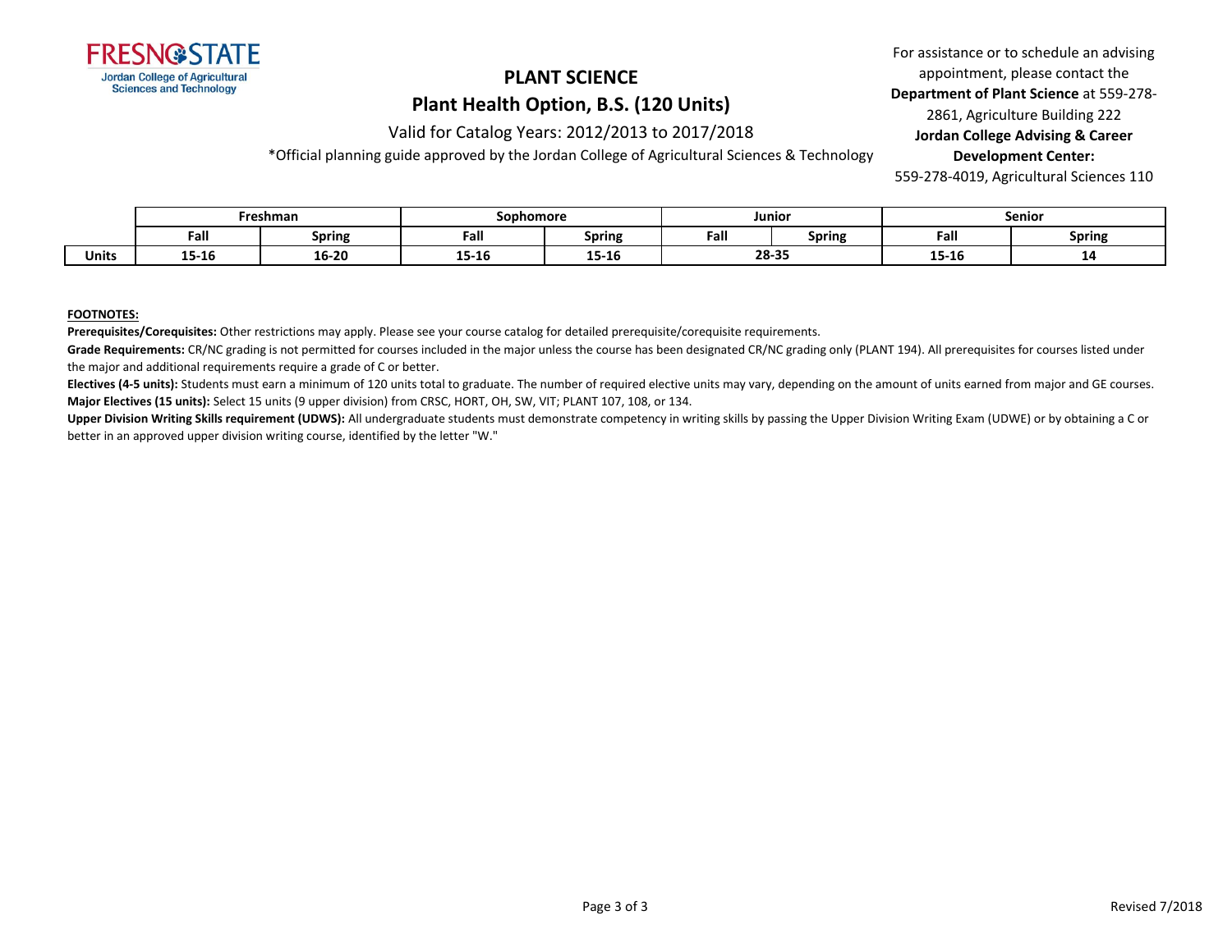**FRESNO STATE**
Jordan College of Agricultural Sciences and Technology

# PLANT SCIENCE

## Plant Health Option, B.S. (120 Units)

Valid for Catalog Years: 2012/2013 to 2017/2018

*Official planning guide approved by the Jordan College of Agricultural Sciences & Technology

For assistance or to schedule an advising appointment, please contact the **Department of Plant Science** at 559-278-2861, Agriculture Building 222
**Jordan College Advising & Career Development Center:**
559-278-4019, Agricultural Sciences 110

| | Freshman | | Sophomore | | Junior | | Senior | |
|---|---|---|---|---|---|---|---|---|
| | Fall | Spring | Fall | Spring | Fall | Spring | Fall | Spring |
| **Units** | 15-16 | 16-20 | 15-16 | 15-16 | 28-35 | | 15-16 | 14 |

**FOOTNOTES:**

**Prerequisites/Corequisites:** Other restrictions may apply. Please see your course catalog for detailed prerequisite/corequisite requirements.

**Grade Requirements:** CR/NC grading is not permitted for courses included in the major unless the course has been designated CR/NC grading only (PLANT 194). All prerequisites for courses listed under the major and additional requirements require a grade of C or better.

**Electives (4-5 units):** Students must earn a minimum of 120 units total to graduate. The number of required elective units may vary, depending on the amount of units earned from major and GE courses.

**Major Electives (15 units):** Select 15 units (9 upper division) from CRSC, HORT, OH, SW, VIT; PLANT 107, 108, or 134.

**Upper Division Writing Skills requirement (UDWS):** All undergraduate students must demonstrate competency in writing skills by passing the Upper Division Writing Exam (UDWE) or by obtaining a C or better in an approved upper division writing course, identified by the letter "W."

Revised 7/2018